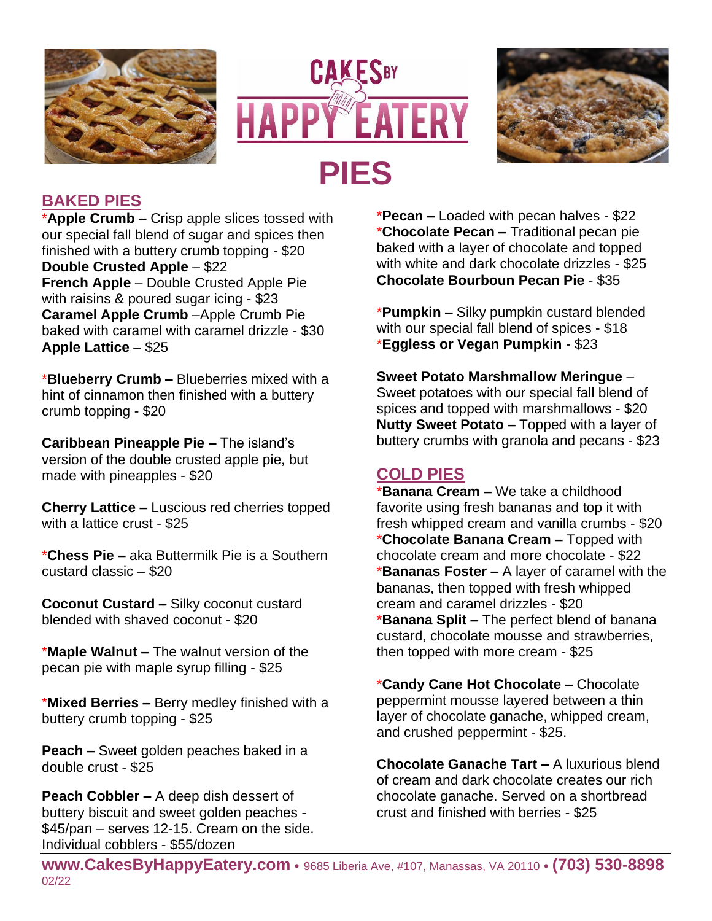# CAKES BY HAPPY EATERY

# PIES

## BAKED PIES

*__Apple Crumb –__ Crisp apple slices tossed with our special fall blend of sugar and spices then finished with a buttery crumb topping - $20
**Double Crusted Apple** – $22
**French Apple** – Double Crusted Apple Pie with raisins & poured sugar icing - $23
**Caramel Apple Crumb** –Apple Crumb Pie baked with caramel with caramel drizzle - $30
**Apple Lattice** – $25

*__Blueberry Crumb –__ Blueberries mixed with a hint of cinnamon then finished with a buttery crumb topping - $20

**Caribbean Pineapple Pie –** The island's version of the double crusted apple pie, but made with pineapples - $20

**Cherry Lattice –** Luscious red cherries topped with a lattice crust - $25

*__Chess Pie –__ aka Buttermilk Pie is a Southern custard classic – $20

**Coconut Custard –** Silky coconut custard blended with shaved coconut - $20

*__Maple Walnut –__ The walnut version of the pecan pie with maple syrup filling - $25

*__Mixed Berries –__ Berry medley finished with a buttery crumb topping - $25

**Peach –** Sweet golden peaches baked in a double crust - $25

**Peach Cobbler –** A deep dish dessert of buttery biscuit and sweet golden peaches - $45/pan – serves 12-15. Cream on the side. Individual cobblers - $55/dozen

*__Pecan –__ Loaded with pecan halves - $22
*__Chocolate Pecan –__ Traditional pecan pie baked with a layer of chocolate and topped with white and dark chocolate drizzles - $25
**Chocolate Bourboun Pecan Pie** - $35

*__Pumpkin –__ Silky pumpkin custard blended with our special fall blend of spices - $18
*__Eggless or Vegan Pumpkin__ - $23

**Sweet Potato Marshmallow Meringue** – Sweet potatoes with our special fall blend of spices and topped with marshmallows - $20
**Nutty Sweet Potato –** Topped with a layer of buttery crumbs with granola and pecans - $23

## COLD PIES

*__Banana Cream –__ We take a childhood favorite using fresh bananas and top it with fresh whipped cream and vanilla crumbs - $20
*__Chocolate Banana Cream –__ Topped with chocolate cream and more chocolate - $22
*__Bananas Foster –__ A layer of caramel with the bananas, then topped with fresh whipped cream and caramel drizzles - $20
*__Banana Split –__ The perfect blend of banana custard, chocolate mousse and strawberries, then topped with more cream - $25

*__Candy Cane Hot Chocolate –__ Chocolate peppermint mousse layered between a thin layer of chocolate ganache, whipped cream, and crushed peppermint - $25.

**Chocolate Ganache Tart –** A luxurious blend of cream and dark chocolate creates our rich chocolate ganache. Served on a shortbread crust and finished with berries - $25

**www.CakesByHappyEatery.com** • 9685 Liberia Ave, #107, Manassas, VA 20110 • **(703) 530-8898**
02/22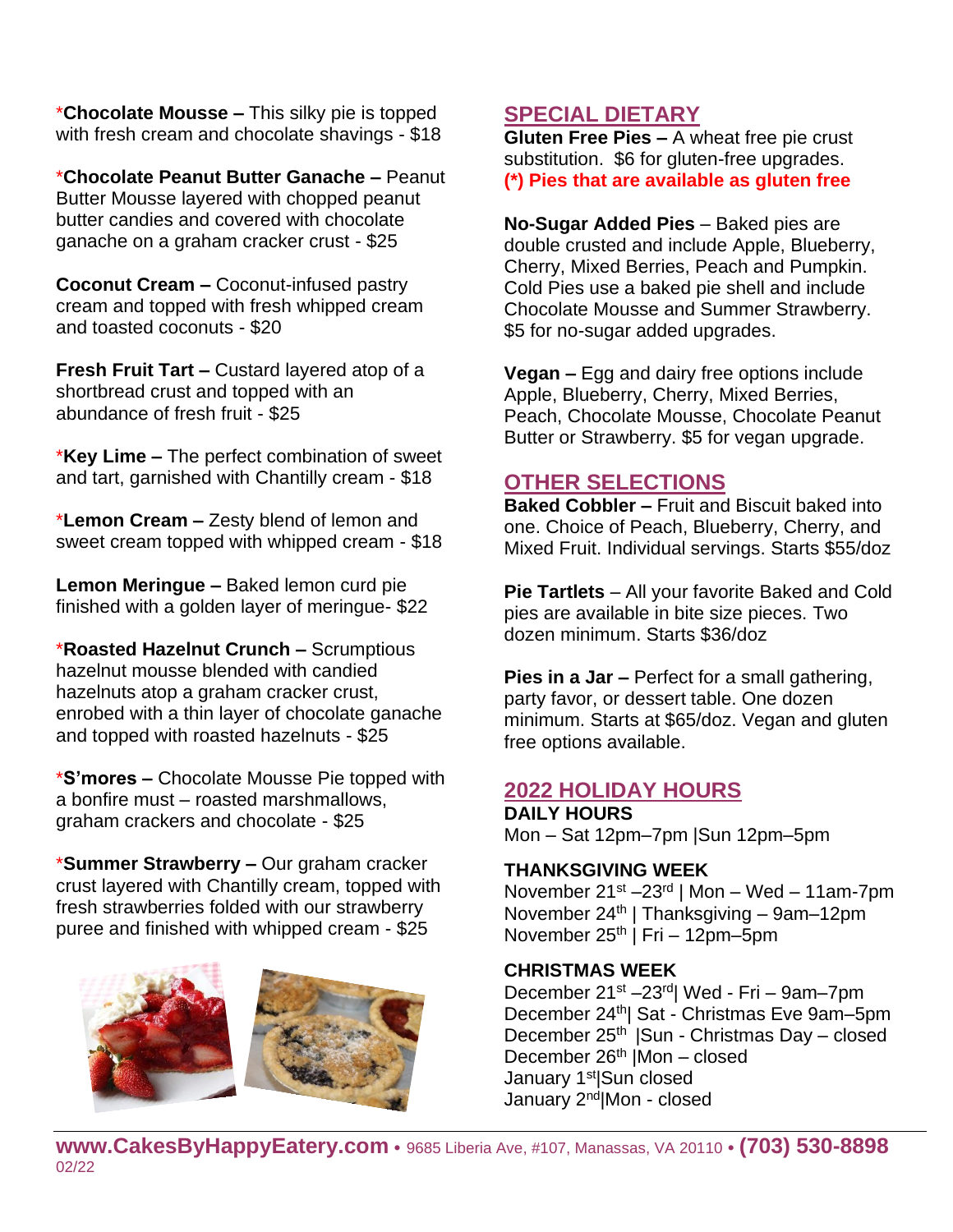*Chocolate Mousse – This silky pie is topped with fresh cream and chocolate shavings - $18

*Chocolate Peanut Butter Ganache – Peanut Butter Mousse layered with chopped peanut butter candies and covered with chocolate ganache on a graham cracker crust - $25

**Coconut Cream –** Coconut-infused pastry cream and topped with fresh whipped cream and toasted coconuts - $20

**Fresh Fruit Tart –** Custard layered atop of a shortbread crust and topped with an abundance of fresh fruit - $25

*Key Lime – The perfect combination of sweet and tart, garnished with Chantilly cream - $18

*Lemon Cream – Zesty blend of lemon and sweet cream topped with whipped cream - $18

**Lemon Meringue –** Baked lemon curd pie finished with a golden layer of meringue- $22

*Roasted Hazelnut Crunch – Scrumptious hazelnut mousse blended with candied hazelnuts atop a graham cracker crust, enrobed with a thin layer of chocolate ganache and topped with roasted hazelnuts - $25

*S'mores – Chocolate Mousse Pie topped with a bonfire must – roasted marshmallows, graham crackers and chocolate - $25

*Summer Strawberry – Our graham cracker crust layered with Chantilly cream, topped with fresh strawberries folded with our strawberry puree and finished with whipped cream - $25

## SPECIAL DIETARY

**Gluten Free Pies –** A wheat free pie crust substitution. $6 for gluten-free upgrades.
**(*) Pies that are available as gluten free**

**No-Sugar Added Pies** – Baked pies are double crusted and include Apple, Blueberry, Cherry, Mixed Berries, Peach and Pumpkin. Cold Pies use a baked pie shell and include Chocolate Mousse and Summer Strawberry. $5 for no-sugar added upgrades.

**Vegan –** Egg and dairy free options include Apple, Blueberry, Cherry, Mixed Berries, Peach, Chocolate Mousse, Chocolate Peanut Butter or Strawberry. $5 for vegan upgrade.

## OTHER SELECTIONS

**Baked Cobbler –** Fruit and Biscuit baked into one. Choice of Peach, Blueberry, Cherry, and Mixed Fruit. Individual servings. Starts $55/doz

**Pie Tartlets** – All your favorite Baked and Cold pies are available in bite size pieces. Two dozen minimum. Starts $36/doz

**Pies in a Jar –** Perfect for a small gathering, party favor, or dessert table. One dozen minimum. Starts at $65/doz. Vegan and gluten free options available.

## 2022 HOLIDAY HOURS

**DAILY HOURS**
Mon – Sat 12pm–7pm |Sun 12pm–5pm

**THANKSGIVING WEEK**
November 21st –23rd | Mon – Wed – 11am-7pm
November 24th | Thanksgiving – 9am–12pm
November 25th | Fri – 12pm–5pm

**CHRISTMAS WEEK**
December 21st –23rd| Wed - Fri – 9am–7pm
December 24th| Sat - Christmas Eve 9am–5pm
December 25th |Sun - Christmas Day – closed
December 26th |Mon – closed
January 1st|Sun closed
January 2nd|Mon - closed

**www.CakesByHappyEatery.com** • 9685 Liberia Ave, #107, Manassas, VA 20110 • **(703) 530-8898**
02/22